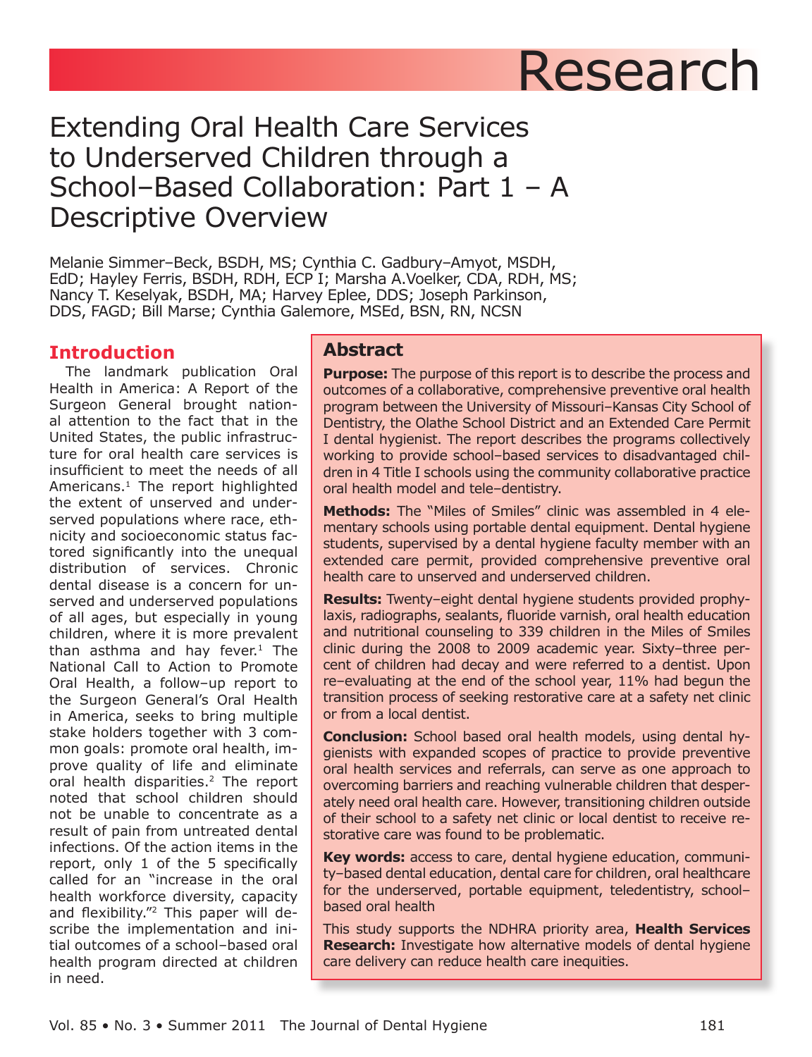# Research

# Extending Oral Health Care Services to Underserved Children through a School–Based Collaboration: Part 1 – A Descriptive Overview

Melanie Simmer–Beck, BSDH, MS; Cynthia C. Gadbury–Amyot, MSDH, EdD; Hayley Ferris, BSDH, RDH, ECP I; Marsha A.Voelker, CDA, RDH, MS; Nancy T. Keselyak, BSDH, MA; Harvey Eplee, DDS; Joseph Parkinson, DDS, FAGD; Bill Marse; Cynthia Galemore, MSEd, BSN, RN, NCSN

## Abstract

**Purpose:** The purpose of this report is to describe the process and outcomes of a collaborative, comprehensive preventive oral health program between the University of Missouri–Kansas City School of Dentistry, the Olathe School District and an Extended Care Permit I dental hygienist. The report describes the programs collectively working to provide school–based services to disadvantaged children in 4 Title I schools using the community collaborative practice oral health model and tele–dentistry.

**Methods:** The "Miles of Smiles" clinic was assembled in 4 elementary schools using portable dental equipment. Dental hygiene students, supervised by a dental hygiene faculty member with an extended care permit, provided comprehensive preventive oral health care to unserved and underserved children.

**Results:** Twenty–eight dental hygiene students provided prophylaxis, radiographs, sealants, fluoride varnish, oral health education and nutritional counseling to 339 children in the Miles of Smiles clinic during the 2008 to 2009 academic year. Sixty–three percent of children had decay and were referred to a dentist. Upon re–evaluating at the end of the school year, 11% had begun the transition process of seeking restorative care at a safety net clinic or from a local dentist.

**Conclusion:** School based oral health models, using dental hygienists with expanded scopes of practice to provide preventive oral health services and referrals, can serve as one approach to overcoming barriers and reaching vulnerable children that desperately need oral health care. However, transitioning children outside of their school to a safety net clinic or local dentist to receive restorative care was found to be problematic.

**Key words:** access to care, dental hygiene education, community–based dental education, dental care for children, oral healthcare for the underserved, portable equipment, teledentistry, school–based oral health

This study supports the NDHRA priority area, **Health Services Research:** Investigate how alternative models of dental hygiene care delivery can reduce health care inequities.

## Introduction

The landmark publication Oral Health in America: A Report of the Surgeon General brought national attention to the fact that in the United States, the public infrastructure for oral health care services is insufficient to meet the needs of all Americans.[1] The report highlighted the extent of unserved and underserved populations where race, ethnicity and socioeconomic status factored significantly into the unequal distribution of services. Chronic dental disease is a concern for unserved and underserved populations of all ages, but especially in young children, where it is more prevalent than asthma and hay fever.[1] The National Call to Action to Promote Oral Health, a follow–up report to the Surgeon General's Oral Health in America, seeks to bring multiple stake holders together with 3 common goals: promote oral health, improve quality of life and eliminate oral health disparities.[2] The report noted that school children should not be unable to concentrate as a result of pain from untreated dental infections. Of the action items in the report, only 1 of the 5 specifically called for an "increase in the oral health workforce diversity, capacity and flexibility."[2] This paper will describe the implementation and initial outcomes of a school–based oral health program directed at children in need.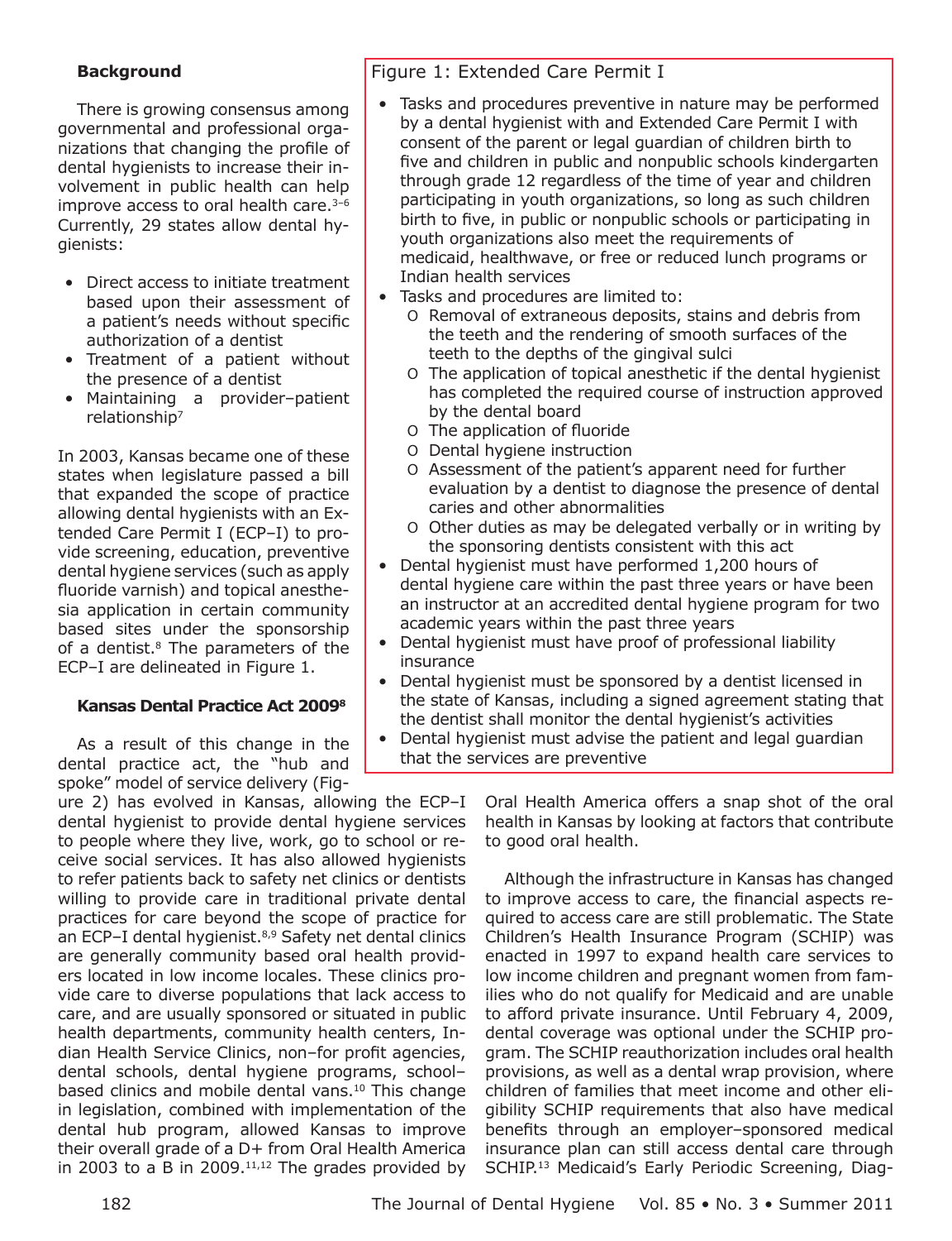**Background**

There is growing consensus among governmental and professional organizations that changing the profile of dental hygienists to increase their involvement in public health can help improve access to oral health care.[3–6] Currently, 29 states allow dental hygienists:

- Direct access to initiate treatment based upon their assessment of a patient's needs without specific authorization of a dentist
- Treatment of a patient without the presence of a dentist
- Maintaining a provider–patient relationship[7]

In 2003, Kansas became one of these states when legislature passed a bill that expanded the scope of practice allowing dental hygienists with an Extended Care Permit I (ECP–I) to provide screening, education, preventive dental hygiene services (such as apply fluoride varnish) and topical anesthesia application in certain community based sites under the sponsorship of a dentist.[8] The parameters of the ECP–I are delineated in Figure 1.

Figure 1: Extended Care Permit I

- Tasks and procedures preventive in nature may be performed by a dental hygienist with and Extended Care Permit I with consent of the parent or legal guardian of children birth to five and children in public and nonpublic schools kindergarten through grade 12 regardless of the time of year and children participating in youth organizations, so long as such children birth to five, in public or nonpublic schools or participating in youth organizations also meet the requirements of medicaid, healthwave, or free or reduced lunch programs or Indian health services
- Tasks and procedures are limited to:
  - Removal of extraneous deposits, stains and debris from the teeth and the rendering of smooth surfaces of the teeth to the depths of the gingival sulci
  - The application of topical anesthetic if the dental hygienist has completed the required course of instruction approved by the dental board
  - The application of fluoride
  - Dental hygiene instruction
  - Assessment of the patient's apparent need for further evaluation by a dentist to diagnose the presence of dental caries and other abnormalities
  - Other duties as may be delegated verbally or in writing by the sponsoring dentists consistent with this act
- Dental hygienist must have performed 1,200 hours of dental hygiene care within the past three years or have been an instructor at an accredited dental hygiene program for two academic years within the past three years
- Dental hygienist must have proof of professional liability insurance
- Dental hygienist must be sponsored by a dentist licensed in the state of Kansas, including a signed agreement stating that the dentist shall monitor the dental hygienist's activities
- Dental hygienist must advise the patient and legal guardian that the services are preventive

**Kansas Dental Practice Act 2009[8]**

As a result of this change in the dental practice act, the "hub and spoke" model of service delivery (Figure 2) has evolved in Kansas, allowing the ECP–I dental hygienist to provide dental hygiene services to people where they live, work, go to school or receive social services. It has also allowed hygienists to refer patients back to safety net clinics or dentists willing to provide care in traditional private dental practices for care beyond the scope of practice for an ECP–I dental hygienist.[8,9] Safety net dental clinics are generally community based oral health providers located in low income locales. These clinics provide care to diverse populations that lack access to care, and are usually sponsored or situated in public health departments, community health centers, Indian Health Service Clinics, non–for profit agencies, dental schools, dental hygiene programs, school–based clinics and mobile dental vans.[10] This change in legislation, combined with implementation of the dental hub program, allowed Kansas to improve their overall grade of a D+ from Oral Health America in 2003 to a B in 2009.[11,12] The grades provided by Oral Health America offers a snap shot of the oral health in Kansas by looking at factors that contribute to good oral health.

Although the infrastructure in Kansas has changed to improve access to care, the financial aspects required to access care are still problematic. The State Children's Health Insurance Program (SCHIP) was enacted in 1997 to expand health care services to low income children and pregnant women from families who do not qualify for Medicaid and are unable to afford private insurance. Until February 4, 2009, dental coverage was optional under the SCHIP program. The SCHIP reauthorization includes oral health provisions, as well as a dental wrap provision, where children of families that meet income and other eligibility SCHIP requirements that also have medical benefits through an employer–sponsored medical insurance plan can still access dental care through SCHIP.[13] Medicaid's Early Periodic Screening, Diag-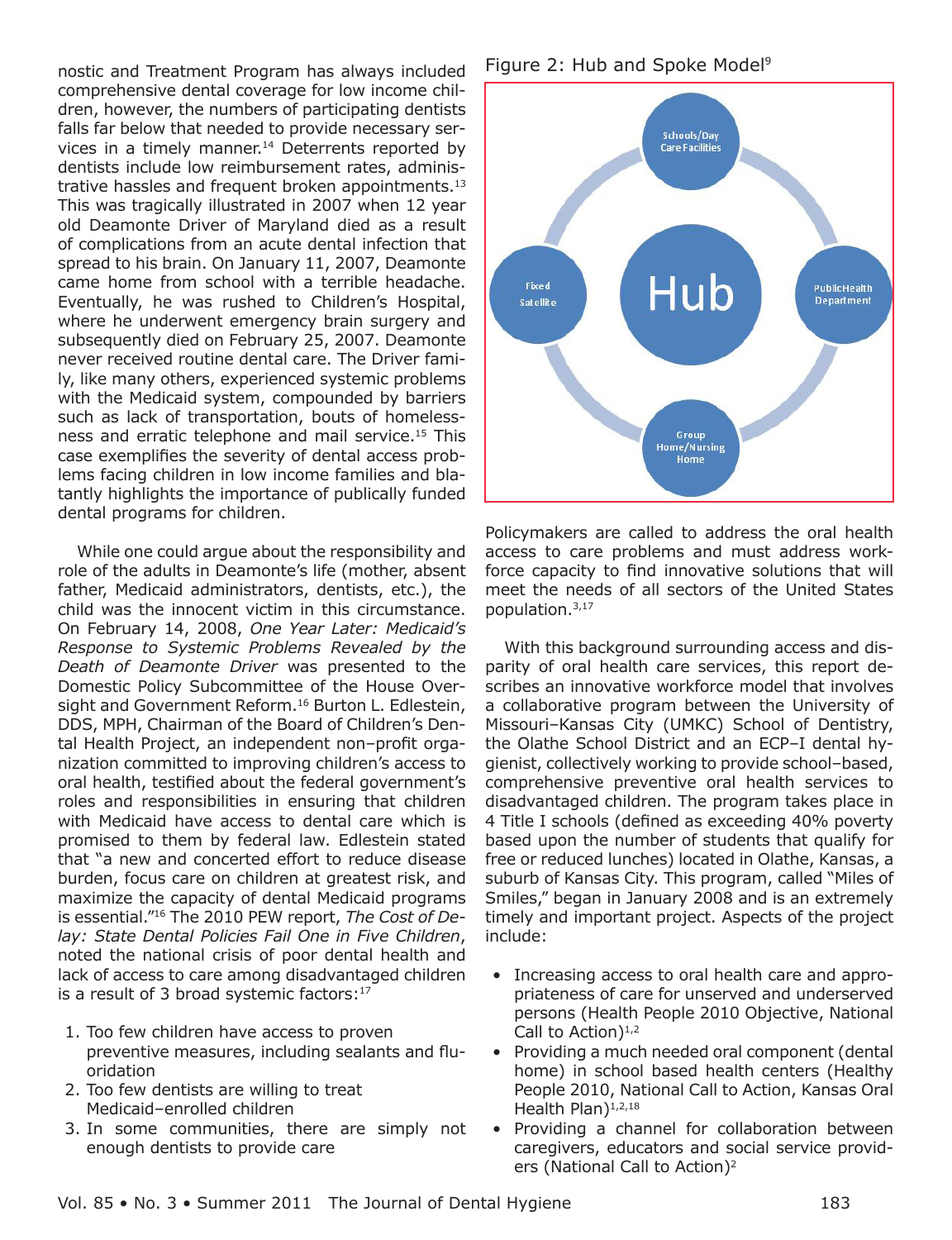nostic and Treatment Program has always included comprehensive dental coverage for low income children, however, the numbers of participating dentists falls far below that needed to provide necessary services in a timely manner.[14] Deterrents reported by dentists include low reimbursement rates, administrative hassles and frequent broken appointments.[13] This was tragically illustrated in 2007 when 12 year old Deamonte Driver of Maryland died as a result of complications from an acute dental infection that spread to his brain. On January 11, 2007, Deamonte came home from school with a terrible headache. Eventually, he was rushed to Children's Hospital, where he underwent emergency brain surgery and subsequently died on February 25, 2007. Deamonte never received routine dental care. The Driver family, like many others, experienced systemic problems with the Medicaid system, compounded by barriers such as lack of transportation, bouts of homelessness and erratic telephone and mail service.[15] This case exemplifies the severity of dental access problems facing children in low income families and blatantly highlights the importance of publically funded dental programs for children.

While one could argue about the responsibility and role of the adults in Deamonte's life (mother, absent father, Medicaid administrators, dentists, etc.), the child was the innocent victim in this circumstance. On February 14, 2008, *One Year Later: Medicaid's Response to Systemic Problems Revealed by the Death of Deamonte Driver* was presented to the Domestic Policy Subcommittee of the House Oversight and Government Reform.[16] Burton L. Edlestein, DDS, MPH, Chairman of the Board of Children's Dental Health Project, an independent non–profit organization committed to improving children's access to oral health, testified about the federal government's roles and responsibilities in ensuring that children with Medicaid have access to dental care which is promised to them by federal law. Edlestein stated that "a new and concerted effort to reduce disease burden, focus care on children at greatest risk, and maximize the capacity of dental Medicaid programs is essential."[16] The 2010 PEW report, *The Cost of Delay: State Dental Policies Fail One in Five Children*, noted the national crisis of poor dental health and lack of access to care among disadvantaged children is a result of 3 broad systemic factors:[17]

1. Too few children have access to proven preventive measures, including sealants and fluoridation
2. Too few dentists are willing to treat Medicaid–enrolled children
3. In some communities, there are simply not enough dentists to provide care

Figure 2: Hub and Spoke Model[9]

Hub

Schools/Day Care Facilities

Public Health Department

Group Home/Nursing Home

Fixed Satellite

Policymakers are called to address the oral health access to care problems and must address workforce capacity to find innovative solutions that will meet the needs of all sectors of the United States population.[3,17]

With this background surrounding access and disparity of oral health care services, this report describes an innovative workforce model that involves a collaborative program between the University of Missouri–Kansas City (UMKC) School of Dentistry, the Olathe School District and an ECP–I dental hygienist, collectively working to provide school–based, comprehensive preventive oral health services to disadvantaged children. The program takes place in 4 Title I schools (defined as exceeding 40% poverty based upon the number of students that qualify for free or reduced lunches) located in Olathe, Kansas, a suburb of Kansas City. This program, called "Miles of Smiles," began in January 2008 and is an extremely timely and important project. Aspects of the project include:

- Increasing access to oral health care and appropriateness of care for unserved and underserved persons (Health People 2010 Objective, National Call to Action)[1,2]
- Providing a much needed oral component (dental home) in school based health centers (Healthy People 2010, National Call to Action, Kansas Oral Health Plan)[1,2,18]
- Providing a channel for collaboration between caregivers, educators and social service providers (National Call to Action)[2]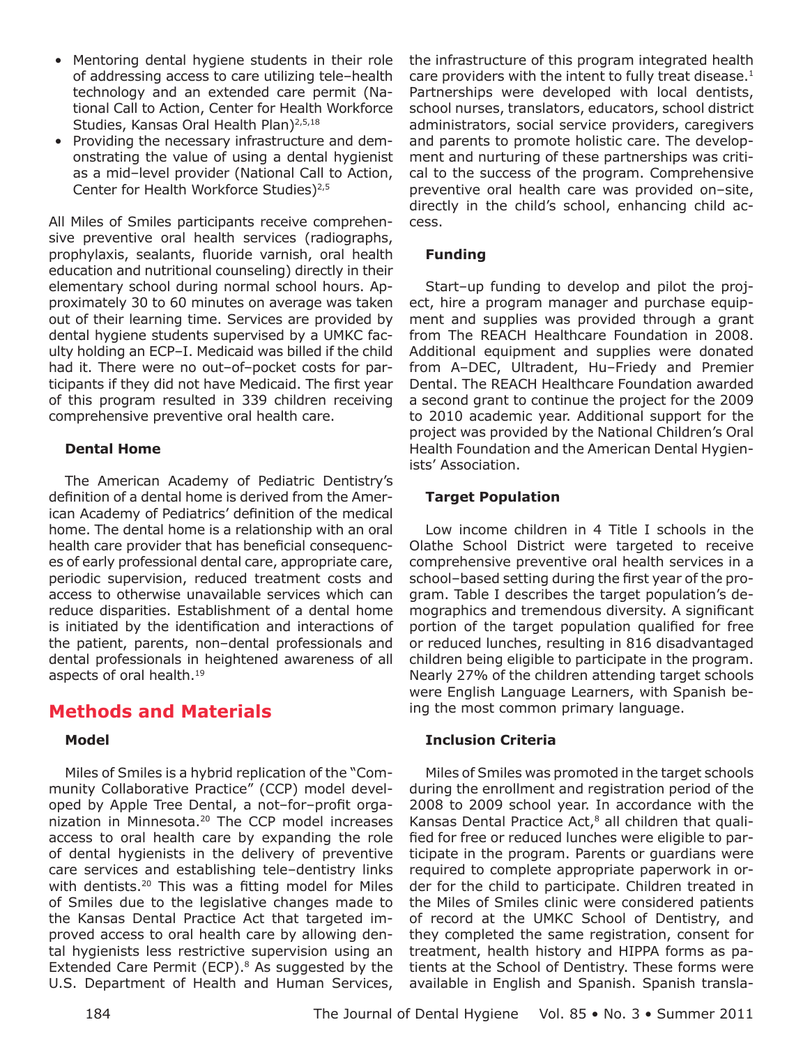- Mentoring dental hygiene students in their role of addressing access to care utilizing tele–health technology and an extended care permit (National Call to Action, Center for Health Workforce Studies, Kansas Oral Health Plan)[2,5,18]
- Providing the necessary infrastructure and demonstrating the value of using a dental hygienist as a mid–level provider (National Call to Action, Center for Health Workforce Studies)[2,5]

All Miles of Smiles participants receive comprehensive preventive oral health services (radiographs, prophylaxis, sealants, fluoride varnish, oral health education and nutritional counseling) directly in their elementary school during normal school hours. Approximately 30 to 60 minutes on average was taken out of their learning time. Services are provided by dental hygiene students supervised by a UMKC faculty holding an ECP–I. Medicaid was billed if the child had it. There were no out–of–pocket costs for participants if they did not have Medicaid. The first year of this program resulted in 339 children receiving comprehensive preventive oral health care.

### Dental Home

The American Academy of Pediatric Dentistry's definition of a dental home is derived from the American Academy of Pediatrics' definition of the medical home. The dental home is a relationship with an oral health care provider that has beneficial consequences of early professional dental care, appropriate care, periodic supervision, reduced treatment costs and access to otherwise unavailable services which can reduce disparities. Establishment of a dental home is initiated by the identification and interactions of the patient, parents, non–dental professionals and dental professionals in heightened awareness of all aspects of oral health.[19]

## Methods and Materials

### Model

Miles of Smiles is a hybrid replication of the "Community Collaborative Practice" (CCP) model developed by Apple Tree Dental, a not–for–profit organization in Minnesota.[20] The CCP model increases access to oral health care by expanding the role of dental hygienists in the delivery of preventive care services and establishing tele–dentistry links with dentists.[20] This was a fitting model for Miles of Smiles due to the legislative changes made to the Kansas Dental Practice Act that targeted improved access to oral health care by allowing dental hygienists less restrictive supervision using an Extended Care Permit (ECP).[8] As suggested by the U.S. Department of Health and Human Services, the infrastructure of this program integrated health care providers with the intent to fully treat disease.[1] Partnerships were developed with local dentists, school nurses, translators, educators, school district administrators, social service providers, caregivers and parents to promote holistic care. The development and nurturing of these partnerships was critical to the success of the program. Comprehensive preventive oral health care was provided on–site, directly in the child's school, enhancing child access.

### Funding

Start–up funding to develop and pilot the project, hire a program manager and purchase equipment and supplies was provided through a grant from The REACH Healthcare Foundation in 2008. Additional equipment and supplies were donated from A–DEC, Ultradent, Hu–Friedy and Premier Dental. The REACH Healthcare Foundation awarded a second grant to continue the project for the 2009 to 2010 academic year. Additional support for the project was provided by the National Children's Oral Health Foundation and the American Dental Hygienists' Association.

### Target Population

Low income children in 4 Title I schools in the Olathe School District were targeted to receive comprehensive preventive oral health services in a school–based setting during the first year of the program. Table I describes the target population's demographics and tremendous diversity. A significant portion of the target population qualified for free or reduced lunches, resulting in 816 disadvantaged children being eligible to participate in the program. Nearly 27% of the children attending target schools were English Language Learners, with Spanish being the most common primary language.

### Inclusion Criteria

Miles of Smiles was promoted in the target schools during the enrollment and registration period of the 2008 to 2009 school year. In accordance with the Kansas Dental Practice Act,[8] all children that qualified for free or reduced lunches were eligible to participate in the program. Parents or guardians were required to complete appropriate paperwork in order for the child to participate. Children treated in the Miles of Smiles clinic were considered patients of record at the UMKC School of Dentistry, and they completed the same registration, consent for treatment, health history and HIPPA forms as patients at the School of Dentistry. These forms were available in English and Spanish. Spanish transla-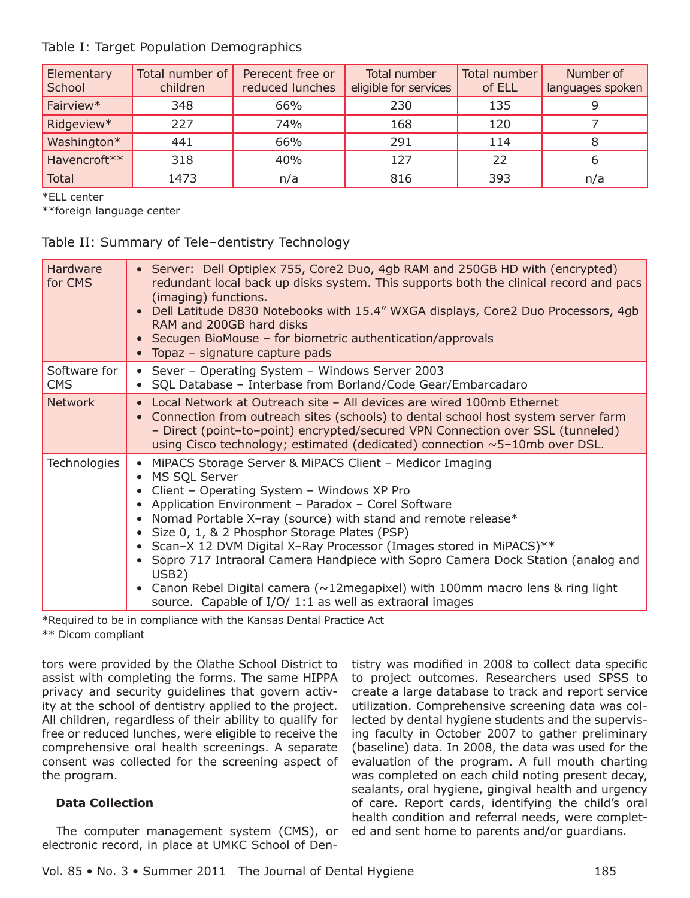Table I: Target Population Demographics

| Elementary School | Total number of children | Perecent free or reduced lunches | Total number eligible for services | Total number of ELL | Number of languages spoken |
|---|---|---|---|---|---|
| Fairview* | 348 | 66% | 230 | 135 | 9 |
| Ridgeview* | 227 | 74% | 168 | 120 | 7 |
| Washington* | 441 | 66% | 291 | 114 | 8 |
| Havencroft** | 318 | 40% | 127 | 22 | 6 |
| Total | 1473 | n/a | 816 | 393 | n/a |

*ELL center
**foreign language center

Table II: Summary of Tele–dentistry Technology

| | |
|---|---|
| Hardware for CMS | • Server: Dell Optiplex 755, Core2 Duo, 4gb RAM and 250GB HD with (encrypted) redundant local back up disks system. This supports both the clinical record and pacs (imaging) functions. • Dell Latitude D830 Notebooks with 15.4" WXGA displays, Core2 Duo Processors, 4gb RAM and 200GB hard disks • Secugen BioMouse – for biometric authentication/approvals • Topaz – signature capture pads |
| Software for CMS | • Sever – Operating System – Windows Server 2003 • SQL Database – Interbase from Borland/Code Gear/Embarcadaro |
| Network | • Local Network at Outreach site – All devices are wired 100mb Ethernet • Connection from outreach sites (schools) to dental school host system server farm – Direct (point–to–point) encrypted/secured VPN Connection over SSL (tunneled) using Cisco technology; estimated (dedicated) connection ~5–10mb over DSL. |
| Technologies | • MiPACS Storage Server & MiPACS Client – Medicor Imaging • MS SQL Server • Client – Operating System – Windows XP Pro • Application Environment – Paradox – Corel Software • Nomad Portable X–ray (source) with stand and remote release* • Size 0, 1, & 2 Phosphor Storage Plates (PSP) • Scan–X 12 DVM Digital X–Ray Processor (Images stored in MiPACS)** • Sopro 717 Intraoral Camera Handpiece with Sopro Camera Dock Station (analog and USB2) • Canon Rebel Digital camera (~12megapixel) with 100mm macro lens & ring light source. Capable of I/O/ 1:1 as well as extraoral images |

*Required to be in compliance with the Kansas Dental Practice Act
** Dicom compliant

tors were provided by the Olathe School District to assist with completing the forms. The same HIPPA privacy and security guidelines that govern activity at the school of dentistry applied to the project. All children, regardless of their ability to qualify for free or reduced lunches, were eligible to receive the comprehensive oral health screenings. A separate consent was collected for the screening aspect of the program.

### Data Collection

The computer management system (CMS), or electronic record, in place at UMKC School of Dentistry was modified in 2008 to collect data specific to project outcomes. Researchers used SPSS to create a large database to track and report service utilization. Comprehensive screening data was collected by dental hygiene students and the supervising faculty in October 2007 to gather preliminary (baseline) data. In 2008, the data was used for the evaluation of the program. A full mouth charting was completed on each child noting present decay, sealants, oral hygiene, gingival health and urgency of care. Report cards, identifying the child's oral health condition and referral needs, were completed and sent home to parents and/or guardians.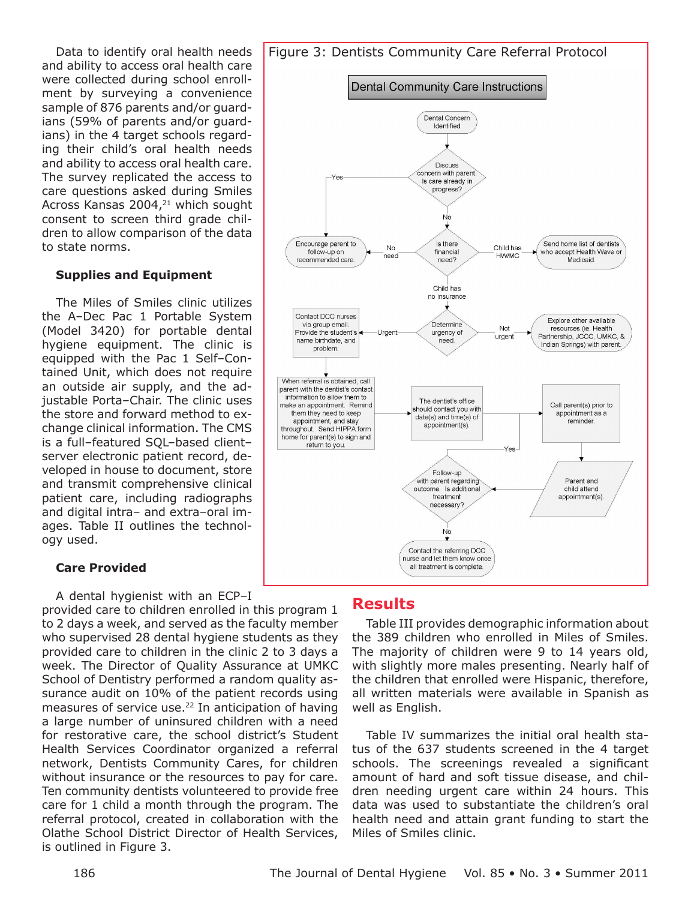Data to identify oral health needs and ability to access oral health care were collected during school enrollment by surveying a convenience sample of 876 parents and/or guardians (59% of parents and/or guardians) in the 4 target schools regarding their child's oral health needs and ability to access oral health care. The survey replicated the access to care questions asked during Smiles Across Kansas 2004,[21] which sought consent to screen third grade children to allow comparison of the data to state norms.

### Supplies and Equipment

The Miles of Smiles clinic utilizes the A–Dec Pac 1 Portable System (Model 3420) for portable dental hygiene equipment. The clinic is equipped with the Pac 1 Self–Contained Unit, which does not require an outside air supply, and the adjustable Porta–Chair. The clinic uses the store and forward method to exchange clinical information. The CMS is a full–featured SQL–based client–server electronic patient record, developed in house to document, store and transmit comprehensive clinical patient care, including radiographs and digital intra– and extra–oral images. Table II outlines the technology used.

### Care Provided

A dental hygienist with an ECP–I provided care to children enrolled in this program 1 to 2 days a week, and served as the faculty member who supervised 28 dental hygiene students as they provided care to children in the clinic 2 to 3 days a week. The Director of Quality Assurance at UMKC School of Dentistry performed a random quality assurance audit on 10% of the patient records using measures of service use.[22] In anticipation of having a large number of uninsured children with a need for restorative care, the school district's Student Health Services Coordinator organized a referral network, Dentists Community Cares, for children without insurance or the resources to pay for care. Ten community dentists volunteered to provide free care for 1 child a month through the program. The referral protocol, created in collaboration with the Olathe School District Director of Health Services, is outlined in Figure 3.

Figure 3: Dentists Community Care Referral Protocol

**Dental Community Care Instructions**

- Dental Concern Identified
- Discuss concern with parent. Is care already in progress?
  - Yes → Encourage parent to follow-up on recommended care.
  - No → Is there financial need?
    - No need → Encourage parent to follow-up on recommended care.
    - Child has HW/MC → Send home list of dentists who accept Health Wave or Medicaid.
    - Child has no insurance → Determine urgency of need.
      - Not urgent → Explore other available resources (ie. Health Partnership, JCCC, UMKC, & Indian Springs) with parent.
      - Urgent → Contact DCC nurses via group email. Provide the student's name birthdate, and problem.
        - When referral is obtained, call parent with the dentist's contact information to allow them to make an appointment. Remind them they need to keep appointment, and stay throughout. Send HIPPA form home for parent(s) to sign and return to you.
        - The dentist's office should contact you with date(s) and time(s) of appointment(s).
        - Call parent(s) prior to appointment as a reminder.
        - Parent and child attend appointment(s).
        - Follow-up with parent regarding outcome. Is additional treatment necessary?
          - Yes → Call parent(s) prior to appointment as a reminder.
          - No → Contact the referring DCC nurse and let them know once all treatment is complete.

## Results

Table III provides demographic information about the 389 children who enrolled in Miles of Smiles. The majority of children were 9 to 14 years old, with slightly more males presenting. Nearly half of the children that enrolled were Hispanic, therefore, all written materials were available in Spanish as well as English.

Table IV summarizes the initial oral health status of the 637 students screened in the 4 target schools. The screenings revealed a significant amount of hard and soft tissue disease, and children needing urgent care within 24 hours. This data was used to substantiate the children's oral health need and attain grant funding to start the Miles of Smiles clinic.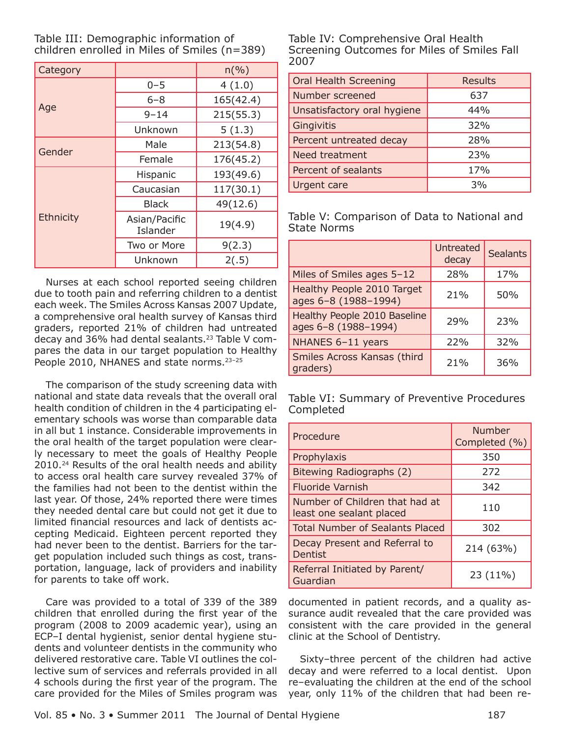Table III: Demographic information of children enrolled in Miles of Smiles (n=389)

| Category | | n(%) |
|---|---|---|
| Age | 0–5 | 4 (1.0) |
| | 6–8 | 165(42.4) |
| | 9–14 | 215(55.3) |
| | Unknown | 5 (1.3) |
| Gender | Male | 213(54.8) |
| | Female | 176(45.2) |
| Ethnicity | Hispanic | 193(49.6) |
| | Caucasian | 117(30.1) |
| | Black | 49(12.6) |
| | Asian/Pacific Islander | 19(4.9) |
| | Two or More | 9(2.3) |
| | Unknown | 2(.5) |

Nurses at each school reported seeing children due to tooth pain and referring children to a dentist each week. The Smiles Across Kansas 2007 Update, a comprehensive oral health survey of Kansas third graders, reported 21% of children had untreated decay and 36% had dental sealants.[23] Table V compares the data in our target population to Healthy People 2010, NHANES and state norms.[23–25]

The comparison of the study screening data with national and state data reveals that the overall oral health condition of children in the 4 participating elementary schools was worse than comparable data in all but 1 instance. Considerable improvements in the oral health of the target population were clearly necessary to meet the goals of Healthy People 2010.[24] Results of the oral health needs and ability to access oral health care survey revealed 37% of the families had not been to the dentist within the last year. Of those, 24% reported there were times they needed dental care but could not get it due to limited financial resources and lack of dentists accepting Medicaid. Eighteen percent reported they had never been to the dentist. Barriers for the target population included such things as cost, transportation, language, lack of providers and inability for parents to take off work.

Care was provided to a total of 339 of the 389 children that enrolled during the first year of the program (2008 to 2009 academic year), using an ECP–I dental hygienist, senior dental hygiene students and volunteer dentists in the community who delivered restorative care. Table VI outlines the collective sum of services and referrals provided in all 4 schools during the first year of the program. The care provided for the Miles of Smiles program was documented in patient records, and a quality assurance audit revealed that the care provided was consistent with the care provided in the general clinic at the School of Dentistry.

Sixty–three percent of the children had active decay and were referred to a local dentist. Upon re–evaluating the children at the end of the school year, only 11% of the children that had been re-

Table IV: Comprehensive Oral Health Screening Outcomes for Miles of Smiles Fall 2007

| Oral Health Screening | Results |
|---|---|
| Number screened | 637 |
| Unsatisfactory oral hygiene | 44% |
| Gingivitis | 32% |
| Percent untreated decay | 28% |
| Need treatment | 23% |
| Percent of sealants | 17% |
| Urgent care | 3% |

Table V: Comparison of Data to National and State Norms

| | Untreated decay | Sealants |
|---|---|---|
| Miles of Smiles ages 5–12 | 28% | 17% |
| Healthy People 2010 Target ages 6–8 (1988–1994) | 21% | 50% |
| Healthy People 2010 Baseline ages 6–8 (1988–1994) | 29% | 23% |
| NHANES 6–11 years | 22% | 32% |
| Smiles Across Kansas (third graders) | 21% | 36% |

Table VI: Summary of Preventive Procedures Completed

| Procedure | Number Completed (%) |
|---|---|
| Prophylaxis | 350 |
| Bitewing Radiographs (2) | 272 |
| Fluoride Varnish | 342 |
| Number of Children that had at least one sealant placed | 110 |
| Total Number of Sealants Placed | 302 |
| Decay Present and Referral to Dentist | 214 (63%) |
| Referral Initiated by Parent/ Guardian | 23 (11%) |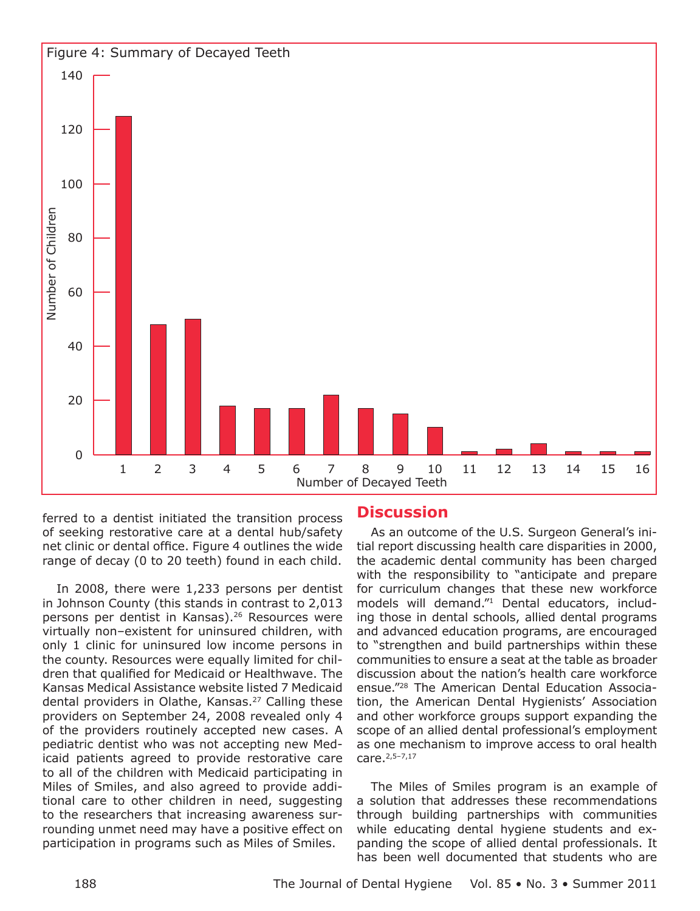Figure 4: Summary of Decayed Teeth

ferred to a dentist initiated the transition process of seeking restorative care at a dental hub/safety net clinic or dental office. Figure 4 outlines the wide range of decay (0 to 20 teeth) found in each child.

In 2008, there were 1,233 persons per dentist in Johnson County (this stands in contrast to 2,013 persons per dentist in Kansas).[26] Resources were virtually non–existent for uninsured children, with only 1 clinic for uninsured low income persons in the county. Resources were equally limited for children that qualified for Medicaid or Healthwave. The Kansas Medical Assistance website listed 7 Medicaid dental providers in Olathe, Kansas.[27] Calling these providers on September 24, 2008 revealed only 4 of the providers routinely accepted new cases. A pediatric dentist who was not accepting new Medicaid patients agreed to provide restorative care to all of the children with Medicaid participating in Miles of Smiles, and also agreed to provide additional care to other children in need, suggesting to the researchers that increasing awareness surrounding unmet need may have a positive effect on participation in programs such as Miles of Smiles.

## Discussion

As an outcome of the U.S. Surgeon General's initial report discussing health care disparities in 2000, the academic dental community has been charged with the responsibility to "anticipate and prepare for curriculum changes that these new workforce models will demand."[1] Dental educators, including those in dental schools, allied dental programs and advanced education programs, are encouraged to "strengthen and build partnerships within these communities to ensure a seat at the table as broader discussion about the nation's health care workforce ensue."[28] The American Dental Education Association, the American Dental Hygienists' Association and other workforce groups support expanding the scope of an allied dental professional's employment as one mechanism to improve access to oral health care.[2,5–7,17]

The Miles of Smiles program is an example of a solution that addresses these recommendations through building partnerships with communities while educating dental hygiene students and expanding the scope of allied dental professionals. It has been well documented that students who are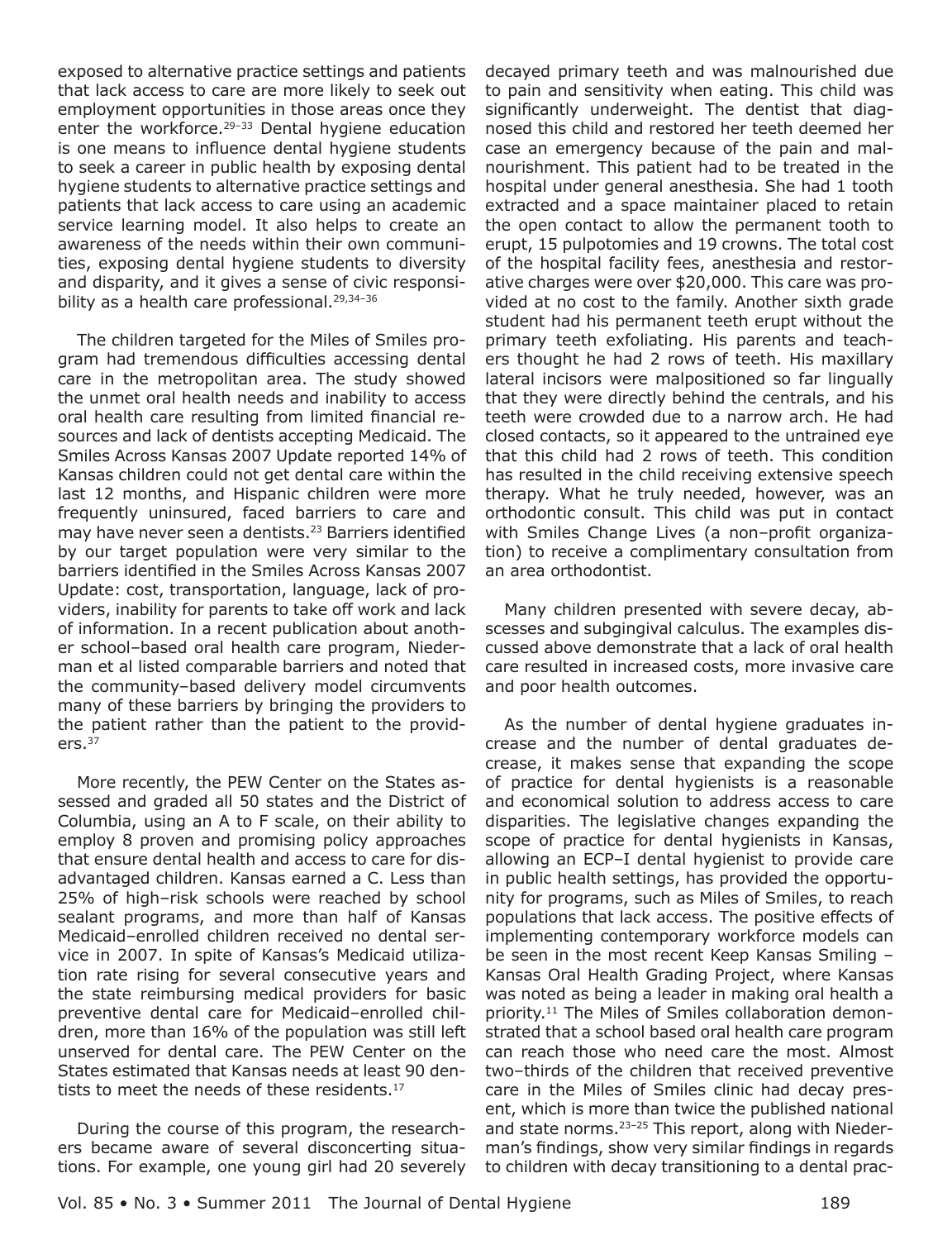exposed to alternative practice settings and patients that lack access to care are more likely to seek out employment opportunities in those areas once they enter the workforce.[29–33] Dental hygiene education is one means to influence dental hygiene students to seek a career in public health by exposing dental hygiene students to alternative practice settings and patients that lack access to care using an academic service learning model. It also helps to create an awareness of the needs within their own communities, exposing dental hygiene students to diversity and disparity, and it gives a sense of civic responsibility as a health care professional.[29,34–36]

The children targeted for the Miles of Smiles program had tremendous difficulties accessing dental care in the metropolitan area. The study showed the unmet oral health needs and inability to access oral health care resulting from limited financial resources and lack of dentists accepting Medicaid. The Smiles Across Kansas 2007 Update reported 14% of Kansas children could not get dental care within the last 12 months, and Hispanic children were more frequently uninsured, faced barriers to care and may have never seen a dentists.[23] Barriers identified by our target population were very similar to the barriers identified in the Smiles Across Kansas 2007 Update: cost, transportation, language, lack of providers, inability for parents to take off work and lack of information. In a recent publication about another school–based oral health care program, Niederman et al listed comparable barriers and noted that the community–based delivery model circumvents many of these barriers by bringing the providers to the patient rather than the patient to the providers.[37]

More recently, the PEW Center on the States assessed and graded all 50 states and the District of Columbia, using an A to F scale, on their ability to employ 8 proven and promising policy approaches that ensure dental health and access to care for disadvantaged children. Kansas earned a C. Less than 25% of high–risk schools were reached by school sealant programs, and more than half of Kansas Medicaid–enrolled children received no dental service in 2007. In spite of Kansas's Medicaid utilization rate rising for several consecutive years and the state reimbursing medical providers for basic preventive dental care for Medicaid–enrolled children, more than 16% of the population was still left unserved for dental care. The PEW Center on the States estimated that Kansas needs at least 90 dentists to meet the needs of these residents.[17]

During the course of this program, the researchers became aware of several disconcerting situations. For example, one young girl had 20 severely decayed primary teeth and was malnourished due to pain and sensitivity when eating. This child was significantly underweight. The dentist that diagnosed this child and restored her teeth deemed her case an emergency because of the pain and malnourishment. This patient had to be treated in the hospital under general anesthesia. She had 1 tooth extracted and a space maintainer placed to retain the open contact to allow the permanent tooth to erupt, 15 pulpotomies and 19 crowns. The total cost of the hospital facility fees, anesthesia and restorative charges were over $20,000. This care was provided at no cost to the family. Another sixth grade student had his permanent teeth erupt without the primary teeth exfoliating. His parents and teachers thought he had 2 rows of teeth. His maxillary lateral incisors were malpositioned so far lingually that they were directly behind the centrals, and his teeth were crowded due to a narrow arch. He had closed contacts, so it appeared to the untrained eye that this child had 2 rows of teeth. This condition has resulted in the child receiving extensive speech therapy. What he truly needed, however, was an orthodontic consult. This child was put in contact with Smiles Change Lives (a non–profit organization) to receive a complimentary consultation from an area orthodontist.

Many children presented with severe decay, abscesses and subgingival calculus. The examples discussed above demonstrate that a lack of oral health care resulted in increased costs, more invasive care and poor health outcomes.

As the number of dental hygiene graduates increase and the number of dental graduates decrease, it makes sense that expanding the scope of practice for dental hygienists is a reasonable and economical solution to address access to care disparities. The legislative changes expanding the scope of practice for dental hygienists in Kansas, allowing an ECP–I dental hygienist to provide care in public health settings, has provided the opportunity for programs, such as Miles of Smiles, to reach populations that lack access. The positive effects of implementing contemporary workforce models can be seen in the most recent Keep Kansas Smiling – Kansas Oral Health Grading Project, where Kansas was noted as being a leader in making oral health a priority.[11] The Miles of Smiles collaboration demonstrated that a school based oral health care program can reach those who need care the most. Almost two–thirds of the children that received preventive care in the Miles of Smiles clinic had decay present, which is more than twice the published national and state norms.[23–25] This report, along with Niederman's findings, show very similar findings in regards to children with decay transitioning to a dental prac-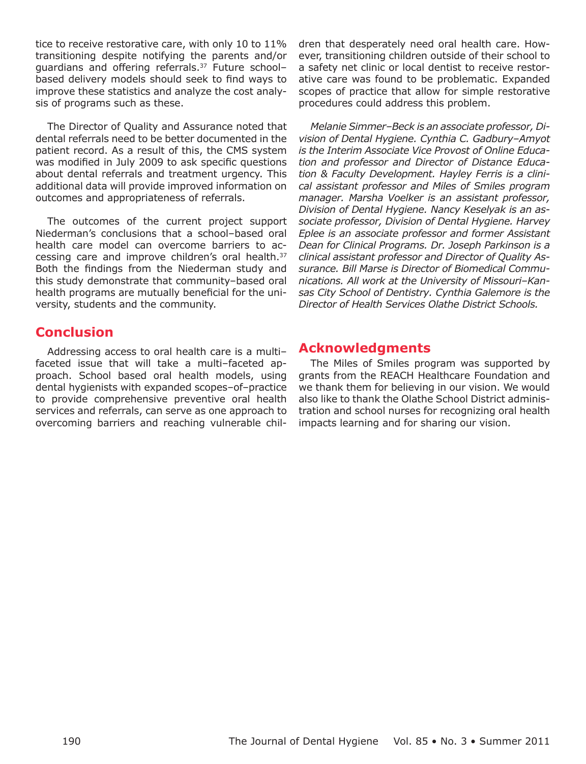tice to receive restorative care, with only 10 to 11% transitioning despite notifying the parents and/or guardians and offering referrals.[37] Future school–based delivery models should seek to find ways to improve these statistics and analyze the cost analysis of programs such as these.

The Director of Quality and Assurance noted that dental referrals need to be better documented in the patient record. As a result of this, the CMS system was modified in July 2009 to ask specific questions about dental referrals and treatment urgency. This additional data will provide improved information on outcomes and appropriateness of referrals.

The outcomes of the current project support Niederman's conclusions that a school–based oral health care model can overcome barriers to accessing care and improve children's oral health.[37] Both the findings from the Niederman study and this study demonstrate that community–based oral health programs are mutually beneficial for the university, students and the community.

## Conclusion

Addressing access to oral health care is a multi–faceted issue that will take a multi–faceted approach. School based oral health models, using dental hygienists with expanded scopes–of–practice to provide comprehensive preventive oral health services and referrals, can serve as one approach to overcoming barriers and reaching vulnerable children that desperately need oral health care. However, transitioning children outside of their school to a safety net clinic or local dentist to receive restorative care was found to be problematic. Expanded scopes of practice that allow for simple restorative procedures could address this problem.

*Melanie Simmer–Beck is an associate professor, Division of Dental Hygiene. Cynthia C. Gadbury–Amyot is the Interim Associate Vice Provost of Online Education and professor and Director of Distance Education & Faculty Development. Hayley Ferris is a clinical assistant professor and Miles of Smiles program manager. Marsha Voelker is an assistant professor, Division of Dental Hygiene. Nancy Keselyak is an associate professor, Division of Dental Hygiene. Harvey Eplee is an associate professor and former Assistant Dean for Clinical Programs. Dr. Joseph Parkinson is a clinical assistant professor and Director of Quality Assurance. Bill Marse is Director of Biomedical Communications. All work at the University of Missouri–Kansas City School of Dentistry. Cynthia Galemore is the Director of Health Services Olathe District Schools.*

## Acknowledgments

The Miles of Smiles program was supported by grants from the REACH Healthcare Foundation and we thank them for believing in our vision. We would also like to thank the Olathe School District administration and school nurses for recognizing oral health impacts learning and for sharing our vision.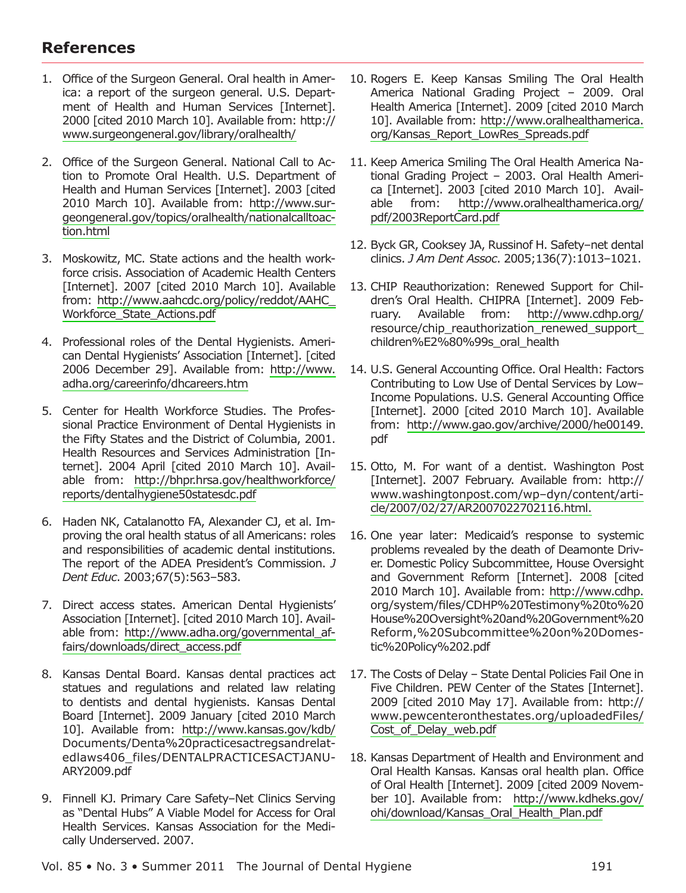## References

1. Office of the Surgeon General. Oral health in America: a report of the surgeon general. U.S. Department of Health and Human Services [Internet]. 2000 [cited 2010 March 10]. Available from: http://www.surgeongeneral.gov/library/oralhealth/

2. Office of the Surgeon General. National Call to Action to Promote Oral Health. U.S. Department of Health and Human Services [Internet]. 2003 [cited 2010 March 10]. Available from: http://www.surgeongeneral.gov/topics/oralhealth/nationalcalltoaction.html

3. Moskowitz, MC. State actions and the health workforce crisis. Association of Academic Health Centers [Internet]. 2007 [cited 2010 March 10]. Available from: http://www.aahcdc.org/policy/reddot/AAHC_Workforce_State_Actions.pdf

4. Professional roles of the Dental Hygienists. American Dental Hygienists' Association [Internet]. [cited 2006 December 29]. Available from: http://www.adha.org/careerinfo/dhcareers.htm

5. Center for Health Workforce Studies. The Professional Practice Environment of Dental Hygienists in the Fifty States and the District of Columbia, 2001. Health Resources and Services Administration [Internet]. 2004 April [cited 2010 March 10]. Available from: http://bhpr.hrsa.gov/healthworkforce/reports/dentalhygiene50statesdc.pdf

6. Haden NK, Catalanotto FA, Alexander CJ, et al. Improving the oral health status of all Americans: roles and responsibilities of academic dental institutions. The report of the ADEA President's Commission. *J Dent Educ*. 2003;67(5):563–583.

7. Direct access states. American Dental Hygienists' Association [Internet]. [cited 2010 March 10]. Available from: http://www.adha.org/governmental_affairs/downloads/direct_access.pdf

8. Kansas Dental Board. Kansas dental practices act statues and regulations and related law relating to dentists and dental hygienists. Kansas Dental Board [Internet]. 2009 January [cited 2010 March 10]. Available from: http://www.kansas.gov/kdb/Documents/Denta%20practicesactregsandrelatedlaws406_files/DENTALPRACTICESACTJANUARY2009.pdf

9. Finnell KJ. Primary Care Safety–Net Clinics Serving as "Dental Hubs" A Viable Model for Access for Oral Health Services. Kansas Association for the Medically Underserved. 2007.

10. Rogers E. Keep Kansas Smiling The Oral Health America National Grading Project – 2009. Oral Health America [Internet]. 2009 [cited 2010 March 10]. Available from: http://www.oralhealthamerica.org/Kansas_Report_LowRes_Spreads.pdf

11. Keep America Smiling The Oral Health America National Grading Project – 2003. Oral Health America [Internet]. 2003 [cited 2010 March 10]. Available from: http://www.oralhealthamerica.org/pdf/2003ReportCard.pdf

12. Byck GR, Cooksey JA, Russinof H. Safety–net dental clinics. *J Am Dent Assoc*. 2005;136(7):1013–1021.

13. CHIP Reauthorization: Renewed Support for Children's Oral Health. CHIPRA [Internet]. 2009 February. Available from: http://www.cdhp.org/resource/chip_reauthorization_renewed_support_children%E2%80%99s_oral_health

14. U.S. General Accounting Office. Oral Health: Factors Contributing to Low Use of Dental Services by Low–Income Populations. U.S. General Accounting Office [Internet]. 2000 [cited 2010 March 10]. Available from: http://www.gao.gov/archive/2000/he00149.pdf

15. Otto, M. For want of a dentist. Washington Post [Internet]. 2007 February. Available from: http://www.washingtonpost.com/wp–dyn/content/article/2007/02/27/AR2007022702116.html.

16. One year later: Medicaid's response to systemic problems revealed by the death of Deamonte Driver. Domestic Policy Subcommittee, House Oversight and Government Reform [Internet]. 2008 [cited 2010 March 10]. Available from: http://www.cdhp.org/system/files/CDHP%20Testimony%20to%20House%20Oversight%20and%20Government%20Reform,%20Subcommittee%20on%20Domestic%20Policy%202.pdf

17. The Costs of Delay – State Dental Policies Fail One in Five Children. PEW Center of the States [Internet]. 2009 [cited 2010 May 17]. Available from: http://www.pewcenteronthestates.org/uploadedFiles/Cost_of_Delay_web.pdf

18. Kansas Department of Health and Environment and Oral Health Kansas. Kansas oral health plan. Office of Oral Health [Internet]. 2009 [cited 2009 November 10]. Available from: http://www.kdheks.gov/ohi/download/Kansas_Oral_Health_Plan.pdf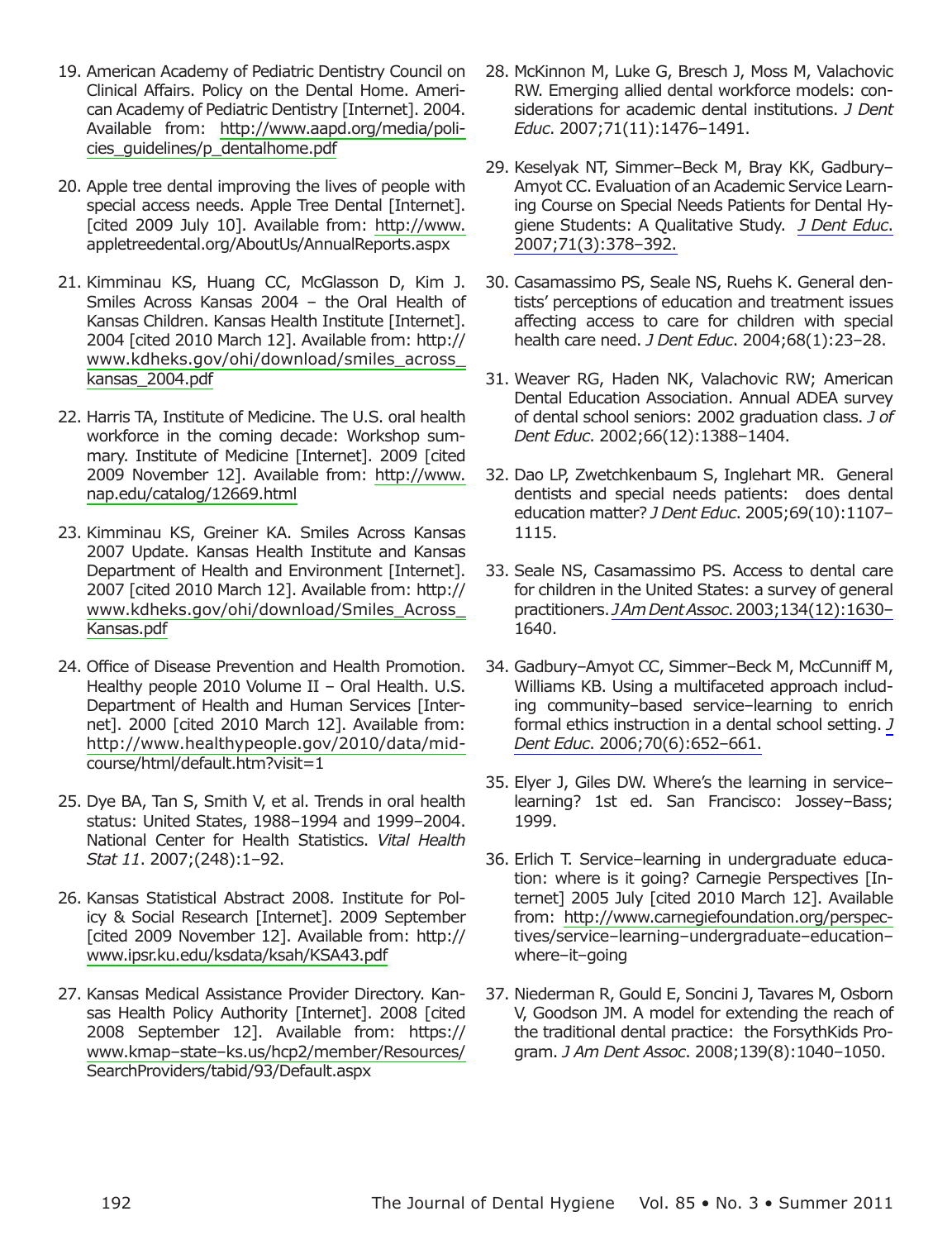19. American Academy of Pediatric Dentistry Council on Clinical Affairs. Policy on the Dental Home. American Academy of Pediatric Dentistry [Internet]. 2004. Available from: http://www.aapd.org/media/policies_guidelines/p_dentalhome.pdf

20. Apple tree dental improving the lives of people with special access needs. Apple Tree Dental [Internet]. [cited 2009 July 10]. Available from: http://www.appletreedental.org/AboutUs/AnnualReports.aspx

21. Kimminau KS, Huang CC, McGlasson D, Kim J. Smiles Across Kansas 2004 – the Oral Health of Kansas Children. Kansas Health Institute [Internet]. 2004 [cited 2010 March 12]. Available from: http://www.kdheks.gov/ohi/download/smiles_across_kansas_2004.pdf

22. Harris TA, Institute of Medicine. The U.S. oral health workforce in the coming decade: Workshop summary. Institute of Medicine [Internet]. 2009 [cited 2009 November 12]. Available from: http://www.nap.edu/catalog/12669.html

23. Kimminau KS, Greiner KA. Smiles Across Kansas 2007 Update. Kansas Health Institute and Kansas Department of Health and Environment [Internet]. 2007 [cited 2010 March 12]. Available from: http://www.kdheks.gov/ohi/download/Smiles_Across_Kansas.pdf

24. Office of Disease Prevention and Health Promotion. Healthy people 2010 Volume II – Oral Health. U.S. Department of Health and Human Services [Internet]. 2000 [cited 2010 March 12]. Available from: http://www.healthypeople.gov/2010/data/midcourse/html/default.htm?visit=1

25. Dye BA, Tan S, Smith V, et al. Trends in oral health status: United States, 1988–1994 and 1999–2004. National Center for Health Statistics. *Vital Health Stat 11*. 2007;(248):1–92.

26. Kansas Statistical Abstract 2008. Institute for Policy & Social Research [Internet]. 2009 September [cited 2009 November 12]. Available from: http://www.ipsr.ku.edu/ksdata/ksah/KSA43.pdf

27. Kansas Medical Assistance Provider Directory. Kansas Health Policy Authority [Internet]. 2008 [cited 2008 September 12]. Available from: https://www.kmap–state–ks.us/hcp2/member/Resources/SearchProviders/tabid/93/Default.aspx

28. McKinnon M, Luke G, Bresch J, Moss M, Valachovic RW. Emerging allied dental workforce models: considerations for academic dental institutions. *J Dent Educ*. 2007;71(11):1476–1491.

29. Keselyak NT, Simmer–Beck M, Bray KK, Gadbury–Amyot CC. Evaluation of an Academic Service Learning Course on Special Needs Patients for Dental Hygiene Students: A Qualitative Study. *J Dent Educ*. 2007;71(3):378–392.

30. Casamassimo PS, Seale NS, Ruehs K. General dentists' perceptions of education and treatment issues affecting access to care for children with special health care need. *J Dent Educ*. 2004;68(1):23–28.

31. Weaver RG, Haden NK, Valachovic RW; American Dental Education Association. Annual ADEA survey of dental school seniors: 2002 graduation class. *J of Dent Educ*. 2002;66(12):1388–1404.

32. Dao LP, Zwetchkenbaum S, Inglehart MR. General dentists and special needs patients: does dental education matter? *J Dent Educ*. 2005;69(10):1107–1115.

33. Seale NS, Casamassimo PS. Access to dental care for children in the United States: a survey of general practitioners. *J Am Dent Assoc*. 2003;134(12):1630–1640.

34. Gadbury–Amyot CC, Simmer–Beck M, McCunniff M, Williams KB. Using a multifaceted approach including community–based service–learning to enrich formal ethics instruction in a dental school setting. *J Dent Educ*. 2006;70(6):652–661.

35. Elyer J, Giles DW. Where's the learning in service–learning? 1st ed. San Francisco: Jossey–Bass; 1999.

36. Erlich T. Service–learning in undergraduate education: where is it going? Carnegie Perspectives [Internet] 2005 July [cited 2010 March 12]. Available from: http://www.carnegiefoundation.org/perspectives/service–learning–undergraduate–education–where–it–going

37. Niederman R, Gould E, Soncini J, Tavares M, Osborn V, Goodson JM. A model for extending the reach of the traditional dental practice: the ForsythKids Program. *J Am Dent Assoc*. 2008;139(8):1040–1050.